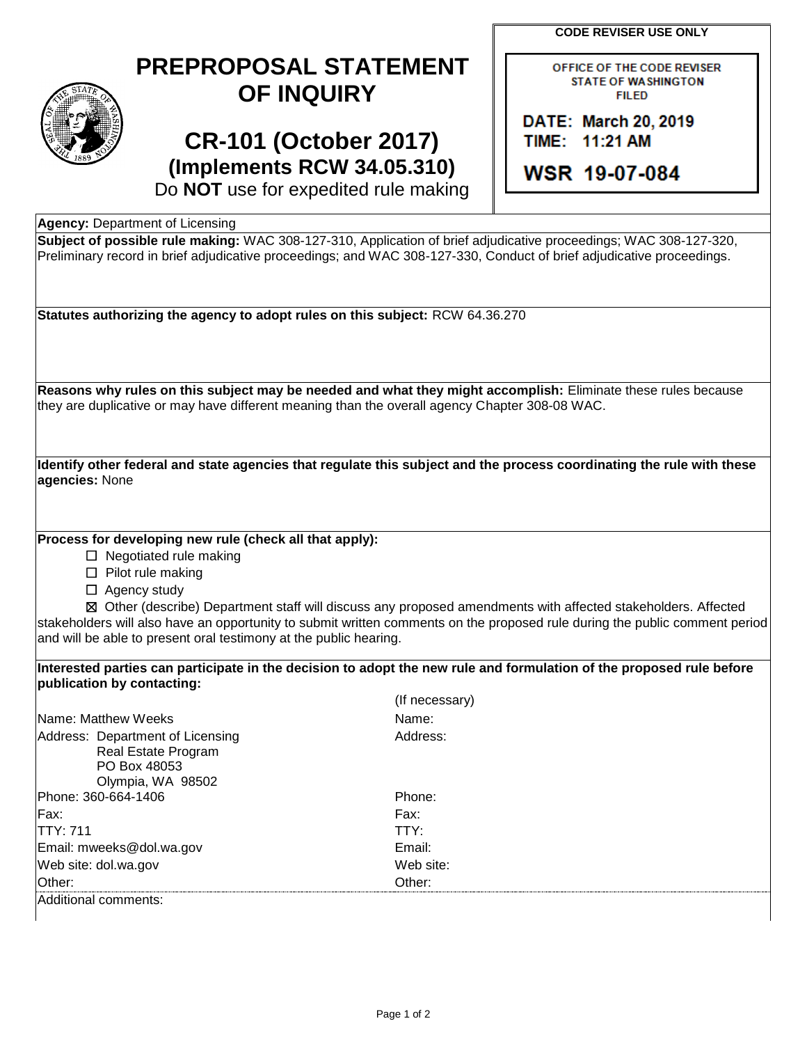# PREPROPOSAL STATEMENT OF INQUIRY

## CR-101 (October 2017)
### (Implements RCW 34.05.310)

Do **NOT** use for expedited rule making

**CODE REVISER USE ONLY**

OFFICE OF THE CODE REVISER
STATE OF WASHINGTON
FILED

DATE: March 20, 2019
TIME: 11:21 AM

WSR 19-07-084

**Agency:** Department of Licensing

**Subject of possible rule making:** WAC 308-127-310, Application of brief adjudicative proceedings; WAC 308-127-320, Preliminary record in brief adjudicative proceedings; and WAC 308-127-330, Conduct of brief adjudicative proceedings.

**Statutes authorizing the agency to adopt rules on this subject:** RCW 64.36.270

**Reasons why rules on this subject may be needed and what they might accomplish:** Eliminate these rules because they are duplicative or may have different meaning than the overall agency Chapter 308-08 WAC.

**Identify other federal and state agencies that regulate this subject and the process coordinating the rule with these agencies:** None

**Process for developing new rule (check all that apply):**

- ☐ Negotiated rule making
- ☐ Pilot rule making
- ☐ Agency study
- ☒ Other (describe) Department staff will discuss any proposed amendments with affected stakeholders. Affected stakeholders will also have an opportunity to submit written comments on the proposed rule during the public comment period and will be able to present oral testimony at the public hearing.

**Interested parties can participate in the decision to adopt the new rule and formulation of the proposed rule before publication by contacting:**

| | (If necessary) |
|---|---|
| Name: Matthew Weeks | Name: |
| Address: Department of Licensing<br>Real Estate Program<br>PO Box 48053<br>Olympia, WA 98502 | Address: |
| Phone: 360-664-1406 | Phone: |
| Fax: | Fax: |
| TTY: 711 | TTY: |
| Email: mweeks@dol.wa.gov | Email: |
| Web site: dol.wa.gov | Web site: |
| Other: | Other: |

Additional comments: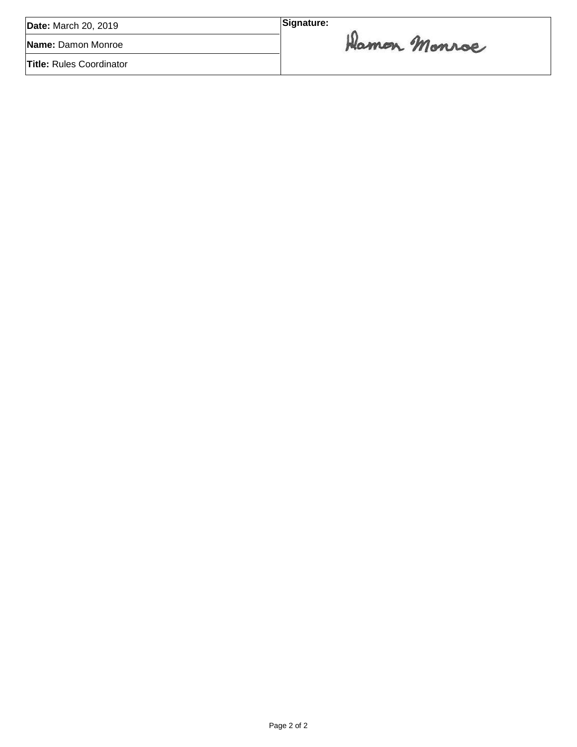| | |
|---|---|
| **Date:** March 20, 2019 | **Signature:** Damon Monroe |
| **Name:** Damon Monroe | |
| **Title:** Rules Coordinator | |